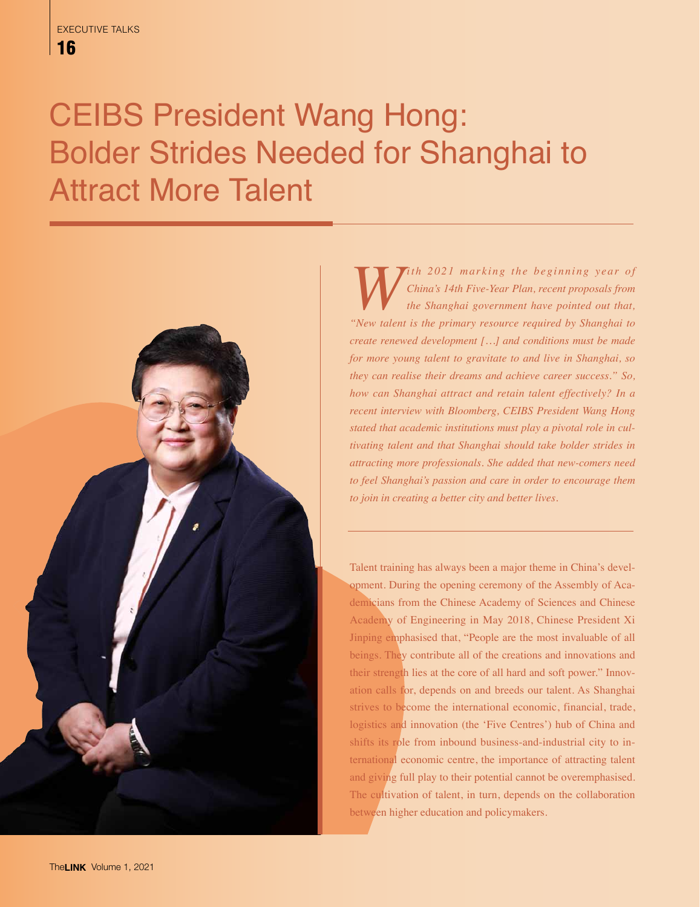# CEIBS President Wang Hong: Bolder Strides Needed for Shanghai to Attract More Talent

*With 2021 marking the beginning year of China's 14th Five-Year Plan, recent proposals from the Shanghai government have pointed out that, "New talent is the primary resource required by Shanghai to create renewed development […] and conditions must be made for more young talent to gravitate to and live in Shanghai, so they can realise their dreams and achieve career success." So, how can Shanghai attract and retain talent effectively? In a recent interview with Bloomberg, CEIBS President Wang Hong stated that academic institutions must play a pivotal role in cultivating talent and that Shanghai should take bolder strides in attracting more professionals. She added that new-comers need to feel Shanghai's passion and care in order to encourage them to join in creating a better city and better lives.*

Talent training has always been a major theme in China's development. During the opening ceremony of the Assembly of Academicians from the Chinese Academy of Sciences and Chinese Academy of Engineering in May 2018, Chinese President Xi Jinping emphasised that, "People are the most invaluable of all beings. They contribute all of the creations and innovations and their strength lies at the core of all hard and soft power." Innovation calls for, depends on and breeds our talent. As Shanghai strives to become the international economic, financial, trade, logistics and innovation (the 'Five Centres') hub of China and shifts its role from inbound business-and-industrial city to international economic centre, the importance of attracting talent and giving full play to their potential cannot be overemphasised. The cultivation of talent, in turn, depends on the collaboration between higher education and policymakers.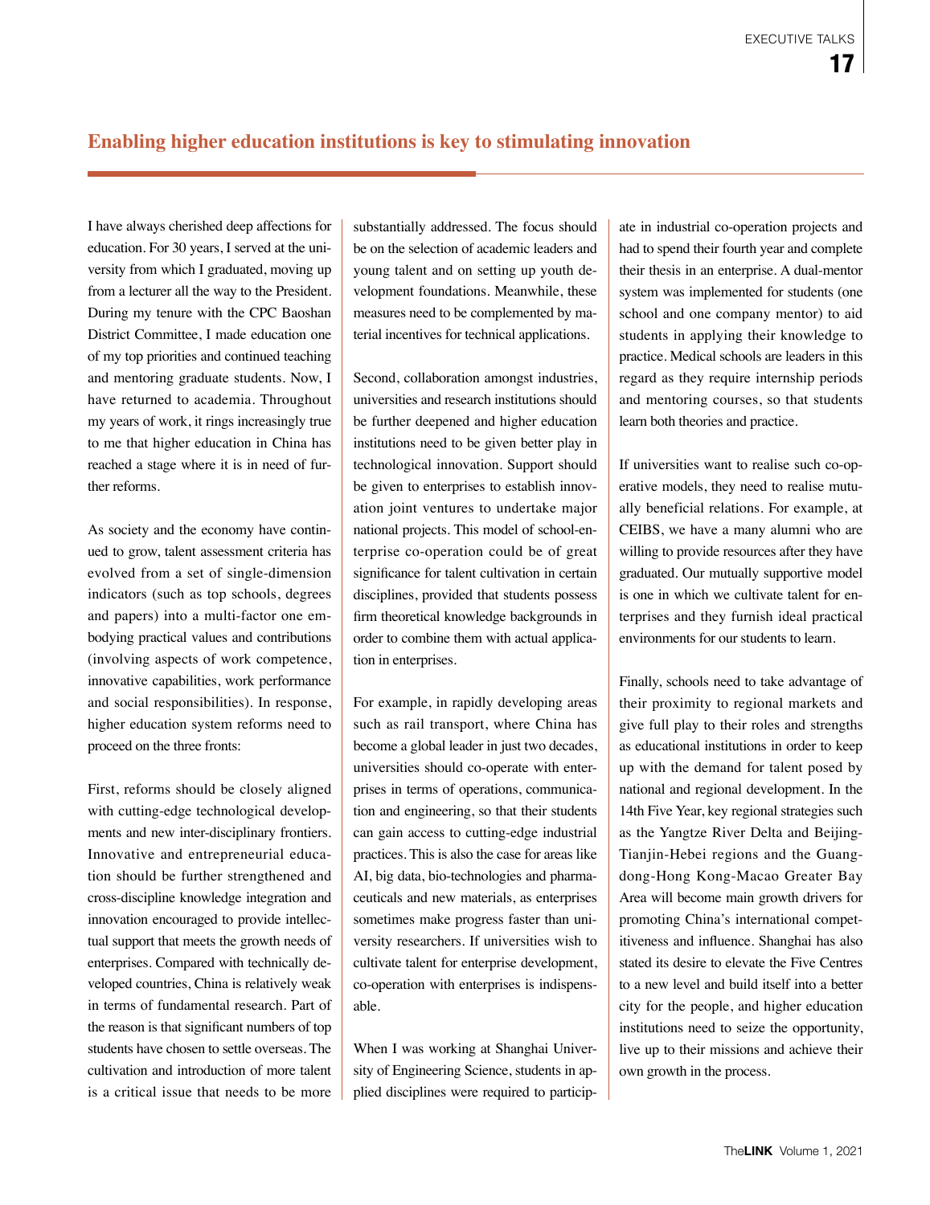## Enabling higher education institutions is key to stimulating innovation

I have always cherished deep affections for education. For 30 years, I served at the university from which I graduated, moving up from a lecturer all the way to the President. During my tenure with the CPC Baoshan District Committee, I made education one of my top priorities and continued teaching and mentoring graduate students. Now, I have returned to academia. Throughout my years of work, it rings increasingly true to me that higher education in China has reached a stage where it is in need of further reforms.

As society and the economy have continued to grow, talent assessment criteria has evolved from a set of single-dimension indicators (such as top schools, degrees and papers) into a multi-factor one embodying practical values and contributions (involving aspects of work competence, innovative capabilities, work performance and social responsibilities). In response, higher education system reforms need to proceed on the three fronts:

First, reforms should be closely aligned with cutting-edge technological developments and new inter-disciplinary frontiers. Innovative and entrepreneurial education should be further strengthened and cross-discipline knowledge integration and innovation encouraged to provide intellectual support that meets the growth needs of enterprises. Compared with technically developed countries, China is relatively weak in terms of fundamental research. Part of the reason is that significant numbers of top students have chosen to settle overseas. The cultivation and introduction of more talent is a critical issue that needs to be more substantially addressed. The focus should be on the selection of academic leaders and young talent and on setting up youth development foundations. Meanwhile, these measures need to be complemented by material incentives for technical applications.

Second, collaboration amongst industries, universities and research institutions should be further deepened and higher education institutions need to be given better play in technological innovation. Support should be given to enterprises to establish innovation joint ventures to undertake major national projects. This model of school-enterprise co-operation could be of great significance for talent cultivation in certain disciplines, provided that students possess firm theoretical knowledge backgrounds in order to combine them with actual application in enterprises.

For example, in rapidly developing areas such as rail transport, where China has become a global leader in just two decades, universities should co-operate with enterprises in terms of operations, communication and engineering, so that their students can gain access to cutting-edge industrial practices. This is also the case for areas like AI, big data, bio-technologies and pharmaceuticals and new materials, as enterprises sometimes make progress faster than university researchers. If universities wish to cultivate talent for enterprise development, co-operation with enterprises is indispensable.

When I was working at Shanghai University of Engineering Science, students in applied disciplines were required to participate in industrial co-operation projects and had to spend their fourth year and complete their thesis in an enterprise. A dual-mentor system was implemented for students (one school and one company mentor) to aid students in applying their knowledge to practice. Medical schools are leaders in this regard as they require internship periods and mentoring courses, so that students learn both theories and practice.

If universities want to realise such co-operative models, they need to realise mutually beneficial relations. For example, at CEIBS, we have a many alumni who are willing to provide resources after they have graduated. Our mutually supportive model is one in which we cultivate talent for enterprises and they furnish ideal practical environments for our students to learn.

Finally, schools need to take advantage of their proximity to regional markets and give full play to their roles and strengths as educational institutions in order to keep up with the demand for talent posed by national and regional development. In the 14th Five Year, key regional strategies such as the Yangtze River Delta and Beijing-Tianjin-Hebei regions and the Guangdong-Hong Kong-Macao Greater Bay Area will become main growth drivers for promoting China's international competitiveness and influence. Shanghai has also stated its desire to elevate the Five Centres to a new level and build itself into a better city for the people, and higher education institutions need to seize the opportunity, live up to their missions and achieve their own growth in the process.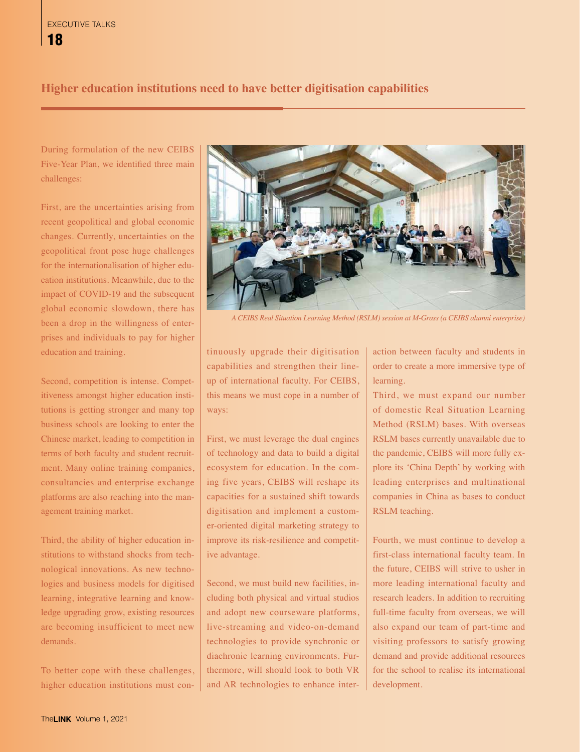## Higher education institutions need to have better digitisation capabilities

During formulation of the new CEIBS Five-Year Plan, we identified three main challenges:

First, are the uncertainties arising from recent geopolitical and global economic changes. Currently, uncertainties on the geopolitical front pose huge challenges for the internationalisation of higher education institutions. Meanwhile, due to the impact of COVID-19 and the subsequent global economic slowdown, there has been a drop in the willingness of enterprises and individuals to pay for higher education and training.

Second, competition is intense. Competitiveness amongst higher education institutions is getting stronger and many top business schools are looking to enter the Chinese market, leading to competition in terms of both faculty and student recruitment. Many online training companies, consultancies and enterprise exchange platforms are also reaching into the management training market.

Third, the ability of higher education institutions to withstand shocks from technological innovations. As new technologies and business models for digitised learning, integrative learning and knowledge upgrading grow, existing resources are becoming insufficient to meet new demands.

To better cope with these challenges, higher education institutions must continuously upgrade their digitisation capabilities and strengthen their line-up of international faculty. For CEIBS, this means we must cope in a number of ways:

*A CEIBS Real Situation Learning Method (RSLM) session at M-Grass (a CEIBS alumni enterprise)*

First, we must leverage the dual engines of technology and data to build a digital ecosystem for education. In the coming five years, CEIBS will reshape its capacities for a sustained shift towards digitisation and implement a customer-oriented digital marketing strategy to improve its risk-resilience and competitive advantage.

Second, we must build new facilities, including both physical and virtual studios and adopt new courseware platforms, live-streaming and video-on-demand technologies to provide synchronic or diachronic learning environments. Furthermore, will should look to both VR and AR technologies to enhance interaction between faculty and students in order to create a more immersive type of learning.

Third, we must expand our number of domestic Real Situation Learning Method (RSLM) bases. With overseas RSLM bases currently unavailable due to the pandemic, CEIBS will more fully explore its 'China Depth' by working with leading enterprises and multinational companies in China as bases to conduct RSLM teaching.

Fourth, we must continue to develop a first-class international faculty team. In the future, CEIBS will strive to usher in more leading international faculty and research leaders. In addition to recruiting full-time faculty from overseas, we will also expand our team of part-time and visiting professors to satisfy growing demand and provide additional resources for the school to realise its international development.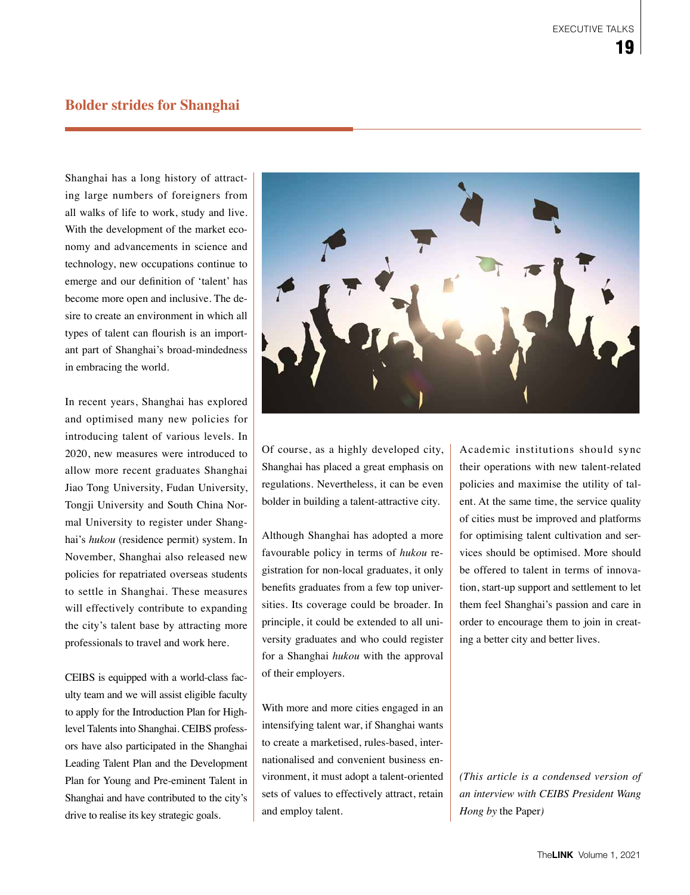## Bolder strides for Shanghai

Shanghai has a long history of attracting large numbers of foreigners from all walks of life to work, study and live. With the development of the market economy and advancements in science and technology, new occupations continue to emerge and our definition of 'talent' has become more open and inclusive. The desire to create an environment in which all types of talent can flourish is an important part of Shanghai's broad-mindedness in embracing the world.

In recent years, Shanghai has explored and optimised many new policies for introducing talent of various levels. In 2020, new measures were introduced to allow more recent graduates Shanghai Jiao Tong University, Fudan University, Tongji University and South China Normal University to register under Shanghai's *hukou* (residence permit) system. In November, Shanghai also released new policies for repatriated overseas students to settle in Shanghai. These measures will effectively contribute to expanding the city's talent base by attracting more professionals to travel and work here.

CEIBS is equipped with a world-class faculty team and we will assist eligible faculty to apply for the Introduction Plan for High-level Talents into Shanghai. CEIBS professors have also participated in the Shanghai Leading Talent Plan and the Development Plan for Young and Pre-eminent Talent in Shanghai and have contributed to the city's drive to realise its key strategic goals.

Of course, as a highly developed city, Shanghai has placed a great emphasis on regulations. Nevertheless, it can be even bolder in building a talent-attractive city.

Although Shanghai has adopted a more favourable policy in terms of *hukou* registration for non-local graduates, it only benefits graduates from a few top universities. Its coverage could be broader. In principle, it could be extended to all university graduates and who could register for a Shanghai *hukou* with the approval of their employers.

With more and more cities engaged in an intensifying talent war, if Shanghai wants to create a marketised, rules-based, internationalised and convenient business environment, it must adopt a talent-oriented sets of values to effectively attract, retain and employ talent.

Academic institutions should sync their operations with new talent-related policies and maximise the utility of talent. At the same time, the service quality of cities must be improved and platforms for optimising talent cultivation and services should be optimised. More should be offered to talent in terms of innovation, start-up support and settlement to let them feel Shanghai's passion and care in order to encourage them to join in creating a better city and better lives.

*(This article is a condensed version of an interview with CEIBS President Wang Hong by* the Paper*)*